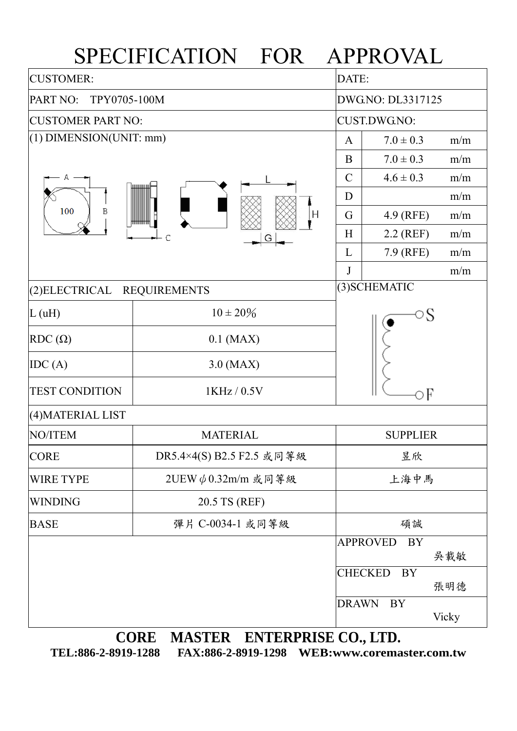# SPECIFICATION FOR APPROVAL

| | |
|---|---|
| CUSTOMER: | DATE: |
| PART NO: TPY0705-100M | DWG.NO: DL3317125 |
| CUSTOMER PART NO: | CUST.DWG.NO: |

(1) DIMENSION(UNIT: mm)

A
100
B
C
L
H
G

| | | |
|---|---|---|
| A | 7.0 ± 0.3 | m/m |
| B | 7.0 ± 0.3 | m/m |
| C | 4.6 ± 0.3 | m/m |
| D | | m/m |
| G | 4.9 (RFE) | m/m |
| H | 2.2 (REF) | m/m |
| L | 7.9 (RFE) | m/m |
| J | | m/m |

(2)ELECTRICAL REQUIREMENTS

| | |
|---|---|
| L (uH) | 10 ± 20% |
| RDC (Ω) | 0.1 (MAX) |
| IDC (A) | 3.0 (MAX) |
| TEST CONDITION | 1KHz / 0.5V |

(3)SCHEMATIC

S
F

(4)MATERIAL LIST

| NO/ITEM | MATERIAL | SUPPLIER |
|---|---|---|
| CORE | DR5.4×4(S) B2.5 F2.5 或同等級 | 昱欣 |
| WIRE TYPE | 2UEW $\phi$0.32m/m 或同等級 | 上海中馬 |
| WINDING | 20.5 TS (REF) | |
| BASE | 彈片 C-0034-1 或同等級 | 碩誠 |

| | |
|---|---|
| APPROVED BY | 吳載敏 |
| CHECKED BY | 張明德 |
| DRAWN BY | Vicky |

**CORE MASTER ENTERPRISE CO., LTD.**

**TEL:886-2-8919-1288 FAX:886-2-8919-1298 WEB:www.coremaster.com.tw**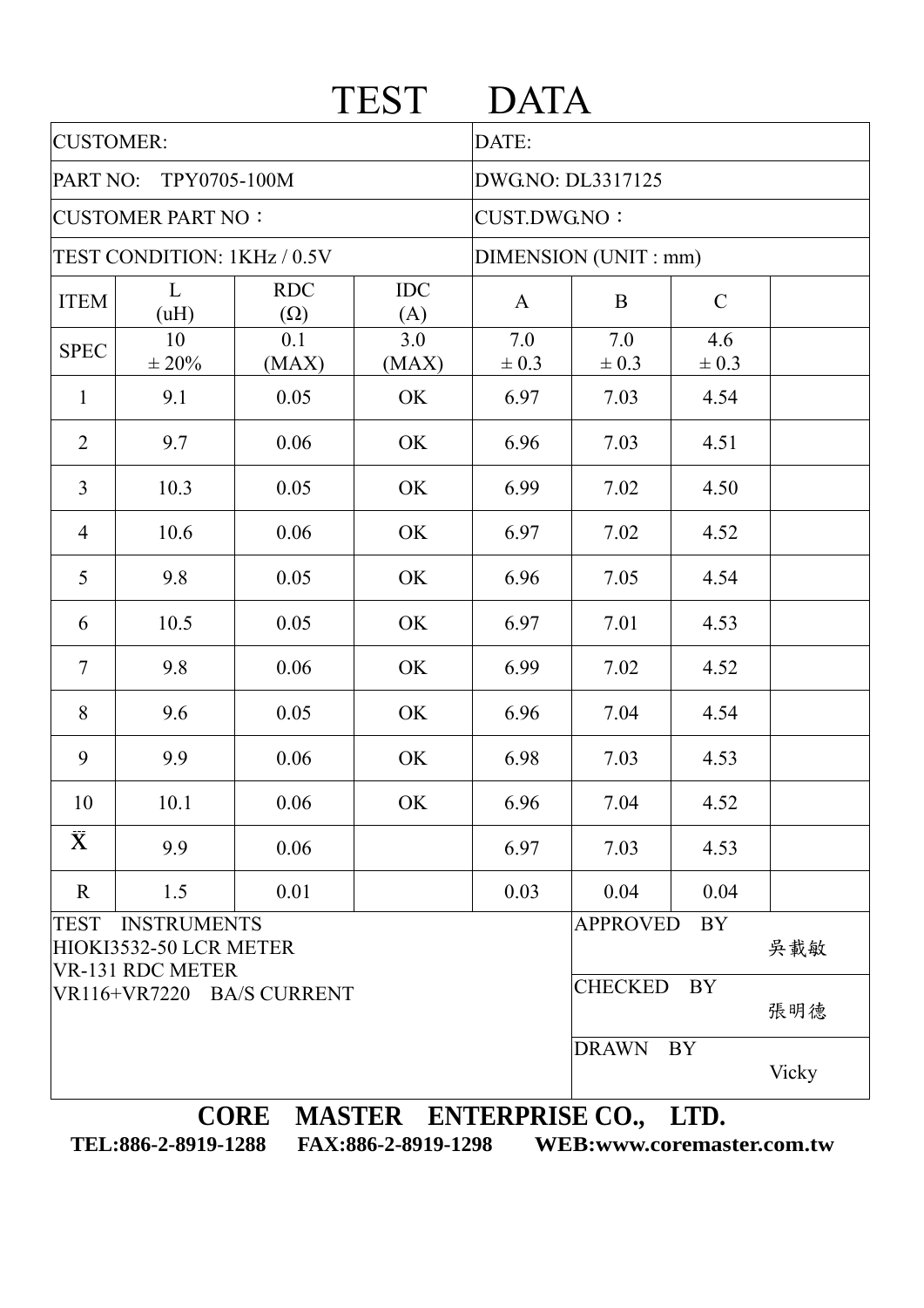# TEST DATA

| | | | | | | | |
|---|---|---|---|---|---|---|---|
| CUSTOMER: | | | | DATE: | | | |
| PART NO: TPY0705-100M | | | | DWG.NO: DL3317125 | | | |
| CUSTOMER PART NO： | | | | CUST.DWG.NO： | | | |
| TEST CONDITION: 1KHz / 0.5V | | | | DIMENSION (UNIT : mm) | | | |
| ITEM | L (uH) | RDC (Ω) | IDC (A) | A | B | C | |
| SPEC | 10 ± 20% | 0.1 (MAX) | 3.0 (MAX) | 7.0 ± 0.3 | 7.0 ± 0.3 | 4.6 ± 0.3 | |
| 1 | 9.1 | 0.05 | OK | 6.97 | 7.03 | 4.54 | |
| 2 | 9.7 | 0.06 | OK | 6.96 | 7.03 | 4.51 | |
| 3 | 10.3 | 0.05 | OK | 6.99 | 7.02 | 4.50 | |
| 4 | 10.6 | 0.06 | OK | 6.97 | 7.02 | 4.52 | |
| 5 | 9.8 | 0.05 | OK | 6.96 | 7.05 | 4.54 | |
| 6 | 10.5 | 0.05 | OK | 6.97 | 7.01 | 4.53 | |
| 7 | 9.8 | 0.06 | OK | 6.99 | 7.02 | 4.52 | |
| 8 | 9.6 | 0.05 | OK | 6.96 | 7.04 | 4.54 | |
| 9 | 9.9 | 0.06 | OK | 6.98 | 7.03 | 4.53 | |
| 10 | 10.1 | 0.06 | OK | 6.96 | 7.04 | 4.52 | |
| $\bar{\bar{X}}$ | 9.9 | 0.06 | | 6.97 | 7.03 | 4.53 | |
| R | 1.5 | 0.01 | | 0.03 | 0.04 | 0.04 | |

| | |
|---|---|
| TEST INSTRUMENTS<br>HIOKI3532-50 LCR METER<br>VR-131 RDC METER<br>VR116+VR7220 BA/S CURRENT | APPROVED BY 吳載敏 |
| | CHECKED BY 張明德 |
| | DRAWN BY Vicky |

**CORE MASTER ENTERPRISE CO., LTD.**

**TEL:886-2-8919-1288 FAX:886-2-8919-1298 WEB:www.coremaster.com.tw**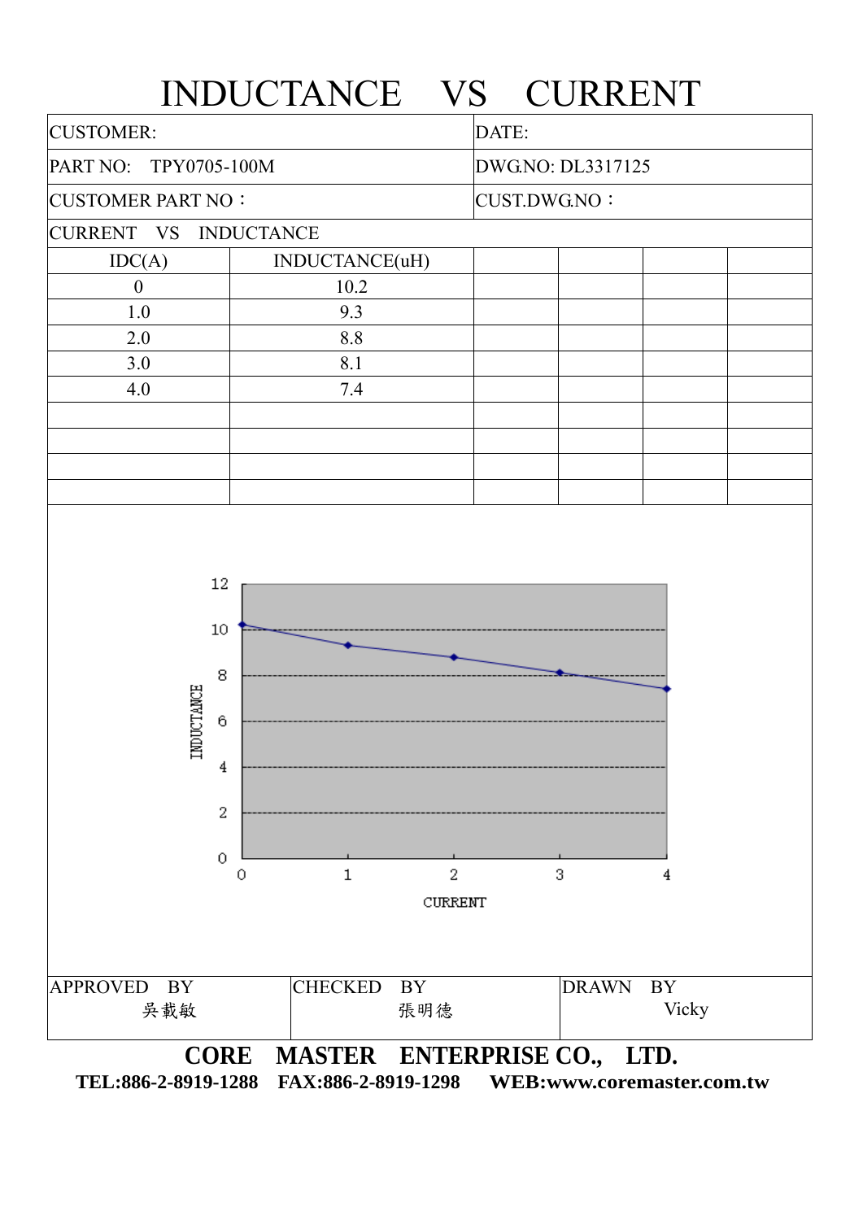# INDUCTANCE VS CURRENT

| | |
|---|---|
| CUSTOMER: | DATE: |
| PART NO: TPY0705-100M | DWG.NO: DL3317125 |
| CUSTOMER PART NO： | CUST.DWG.NO： |

CURRENT VS INDUCTANCE

| IDC(A) | INDUCTANCE(uH) | | | | |
|---|---|---|---|---|---|
| 0 | 10.2 | | | | |
| 1.0 | 9.3 | | | | |
| 2.0 | 8.8 | | | | |
| 3.0 | 8.1 | | | | |
| 4.0 | 7.4 | | | | |
| | | | | | |
| | | | | | |
| | | | | | |
| | | | | | |

INDUCTANCE

12
10
8
6
4
2
0

0 1 2 3 4

CURRENT

| APPROVED BY | CHECKED BY | DRAWN BY |
|---|---|---|
| 吳載敏 | 張明德 | Vicky |

**CORE MASTER ENTERPRISE CO., LTD.**

**TEL:886-2-8919-1288 FAX:886-2-8919-1298 WEB:www.coremaster.com.tw**